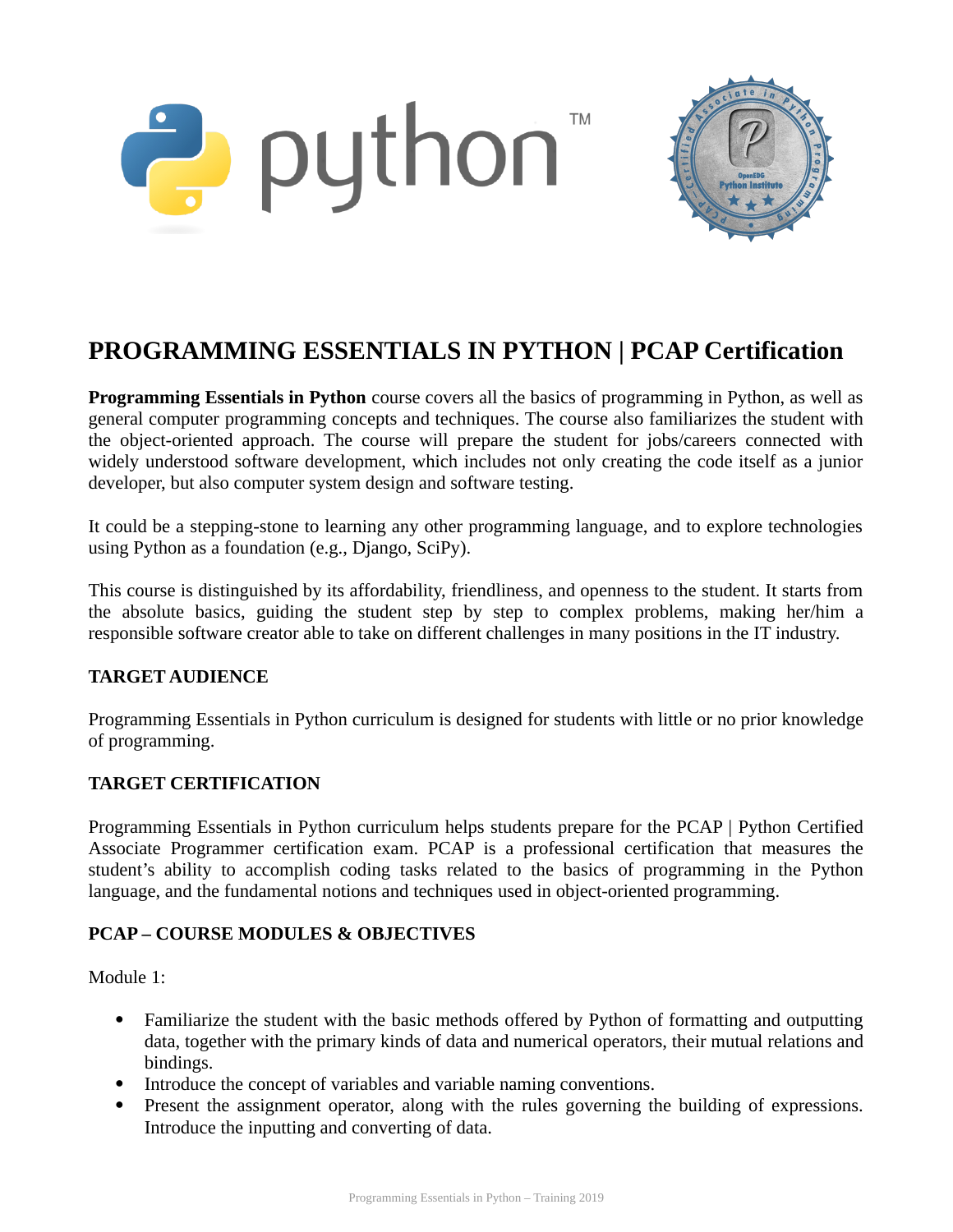# PROGRAMMING ESSENTIALS IN PYTHON | PCAP Certification

**Programming Essentials in Python** course covers all the basics of programming in Python, as well as general computer programming concepts and techniques. The course also familiarizes the student with the object-oriented approach. The course will prepare the student for jobs/careers connected with widely understood software development, which includes not only creating the code itself as a junior developer, but also computer system design and software testing.

It could be a stepping-stone to learning any other programming language, and to explore technologies using Python as a foundation (e.g., Django, SciPy).

This course is distinguished by its affordability, friendliness, and openness to the student. It starts from the absolute basics, guiding the student step by step to complex problems, making her/him a responsible software creator able to take on different challenges in many positions in the IT industry.

### TARGET AUDIENCE

Programming Essentials in Python curriculum is designed for students with little or no prior knowledge of programming.

### TARGET CERTIFICATION

Programming Essentials in Python curriculum helps students prepare for the PCAP | Python Certified Associate Programmer certification exam. PCAP is a professional certification that measures the student's ability to accomplish coding tasks related to the basics of programming in the Python language, and the fundamental notions and techniques used in object-oriented programming.

### PCAP – COURSE MODULES & OBJECTIVES

Module 1:

- Familiarize the student with the basic methods offered by Python of formatting and outputting data, together with the primary kinds of data and numerical operators, their mutual relations and bindings.
- Introduce the concept of variables and variable naming conventions.
- Present the assignment operator, along with the rules governing the building of expressions. Introduce the inputting and converting of data.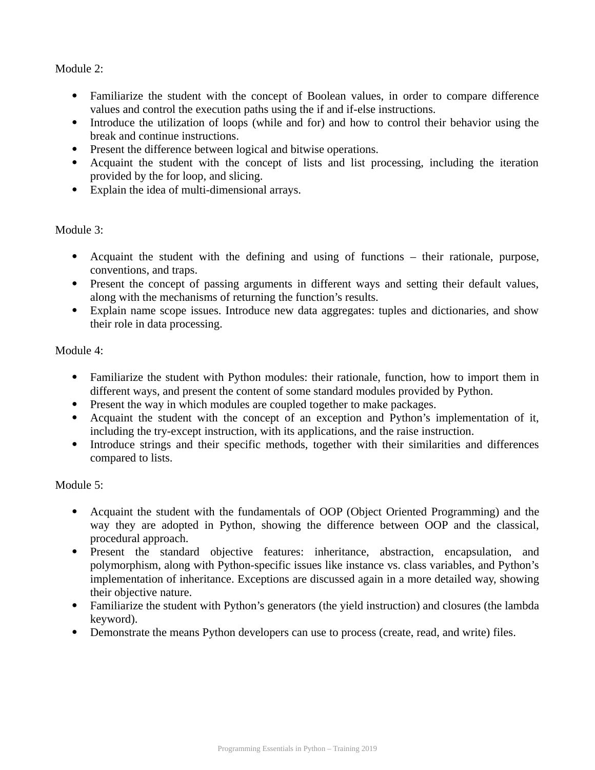Module 2:

- Familiarize the student with the concept of Boolean values, in order to compare difference values and control the execution paths using the if and if-else instructions.
- Introduce the utilization of loops (while and for) and how to control their behavior using the break and continue instructions.
- Present the difference between logical and bitwise operations.
- Acquaint the student with the concept of lists and list processing, including the iteration provided by the for loop, and slicing.
- Explain the idea of multi-dimensional arrays.

Module 3:

- Acquaint the student with the defining and using of functions – their rationale, purpose, conventions, and traps.
- Present the concept of passing arguments in different ways and setting their default values, along with the mechanisms of returning the function's results.
- Explain name scope issues. Introduce new data aggregates: tuples and dictionaries, and show their role in data processing.

Module 4:

- Familiarize the student with Python modules: their rationale, function, how to import them in different ways, and present the content of some standard modules provided by Python.
- Present the way in which modules are coupled together to make packages.
- Acquaint the student with the concept of an exception and Python's implementation of it, including the try-except instruction, with its applications, and the raise instruction.
- Introduce strings and their specific methods, together with their similarities and differences compared to lists.

Module 5:

- Acquaint the student with the fundamentals of OOP (Object Oriented Programming) and the way they are adopted in Python, showing the difference between OOP and the classical, procedural approach.
- Present the standard objective features: inheritance, abstraction, encapsulation, and polymorphism, along with Python-specific issues like instance vs. class variables, and Python's implementation of inheritance. Exceptions are discussed again in a more detailed way, showing their objective nature.
- Familiarize the student with Python's generators (the yield instruction) and closures (the lambda keyword).
- Demonstrate the means Python developers can use to process (create, read, and write) files.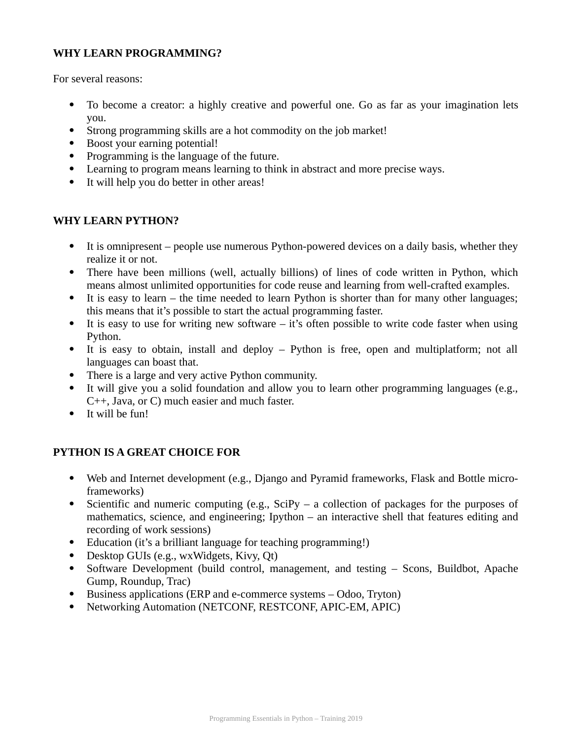**WHY LEARN PROGRAMMING?**

For several reasons:

- To become a creator: a highly creative and powerful one. Go as far as your imagination lets you.
- Strong programming skills are a hot commodity on the job market!
- Boost your earning potential!
- Programming is the language of the future.
- Learning to program means learning to think in abstract and more precise ways.
- It will help you do better in other areas!

**WHY LEARN PYTHON?**

- It is omnipresent – people use numerous Python-powered devices on a daily basis, whether they realize it or not.
- There have been millions (well, actually billions) of lines of code written in Python, which means almost unlimited opportunities for code reuse and learning from well-crafted examples.
- It is easy to learn – the time needed to learn Python is shorter than for many other languages; this means that it's possible to start the actual programming faster.
- It is easy to use for writing new software – it's often possible to write code faster when using Python.
- It is easy to obtain, install and deploy – Python is free, open and multiplatform; not all languages can boast that.
- There is a large and very active Python community.
- It will give you a solid foundation and allow you to learn other programming languages (e.g., C++, Java, or C) much easier and much faster.
- It will be fun!

**PYTHON IS A GREAT CHOICE FOR**

- Web and Internet development (e.g., Django and Pyramid frameworks, Flask and Bottle micro-frameworks)
- Scientific and numeric computing (e.g., SciPy – a collection of packages for the purposes of mathematics, science, and engineering; Ipython – an interactive shell that features editing and recording of work sessions)
- Education (it's a brilliant language for teaching programming!)
- Desktop GUIs (e.g., wxWidgets, Kivy, Qt)
- Software Development (build control, management, and testing – Scons, Buildbot, Apache Gump, Roundup, Trac)
- Business applications (ERP and e-commerce systems – Odoo, Tryton)
- Networking Automation (NETCONF, RESTCONF, APIC-EM, APIC)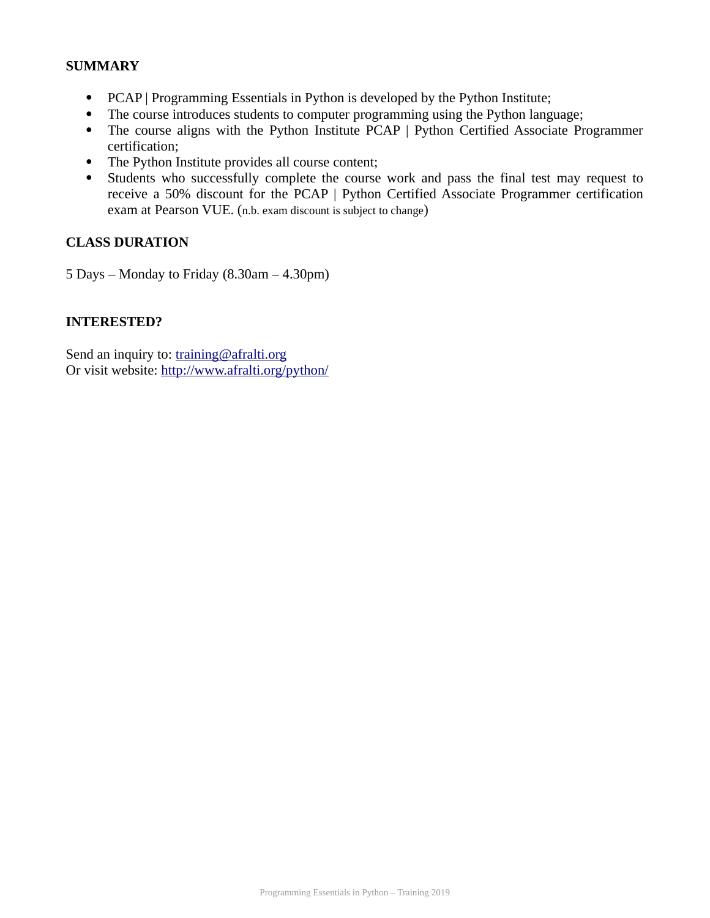**SUMMARY**

- PCAP | Programming Essentials in Python is developed by the Python Institute;
- The course introduces students to computer programming using the Python language;
- The course aligns with the Python Institute PCAP | Python Certified Associate Programmer certification;
- The Python Institute provides all course content;
- Students who successfully complete the course work and pass the final test may request to receive a 50% discount for the PCAP | Python Certified Associate Programmer certification exam at Pearson VUE. (n.b. exam discount is subject to change)

**CLASS DURATION**

5 Days – Monday to Friday (8.30am – 4.30pm)

**INTERESTED?**

Send an inquiry to: training@afralti.org
Or visit website: http://www.afralti.org/python/